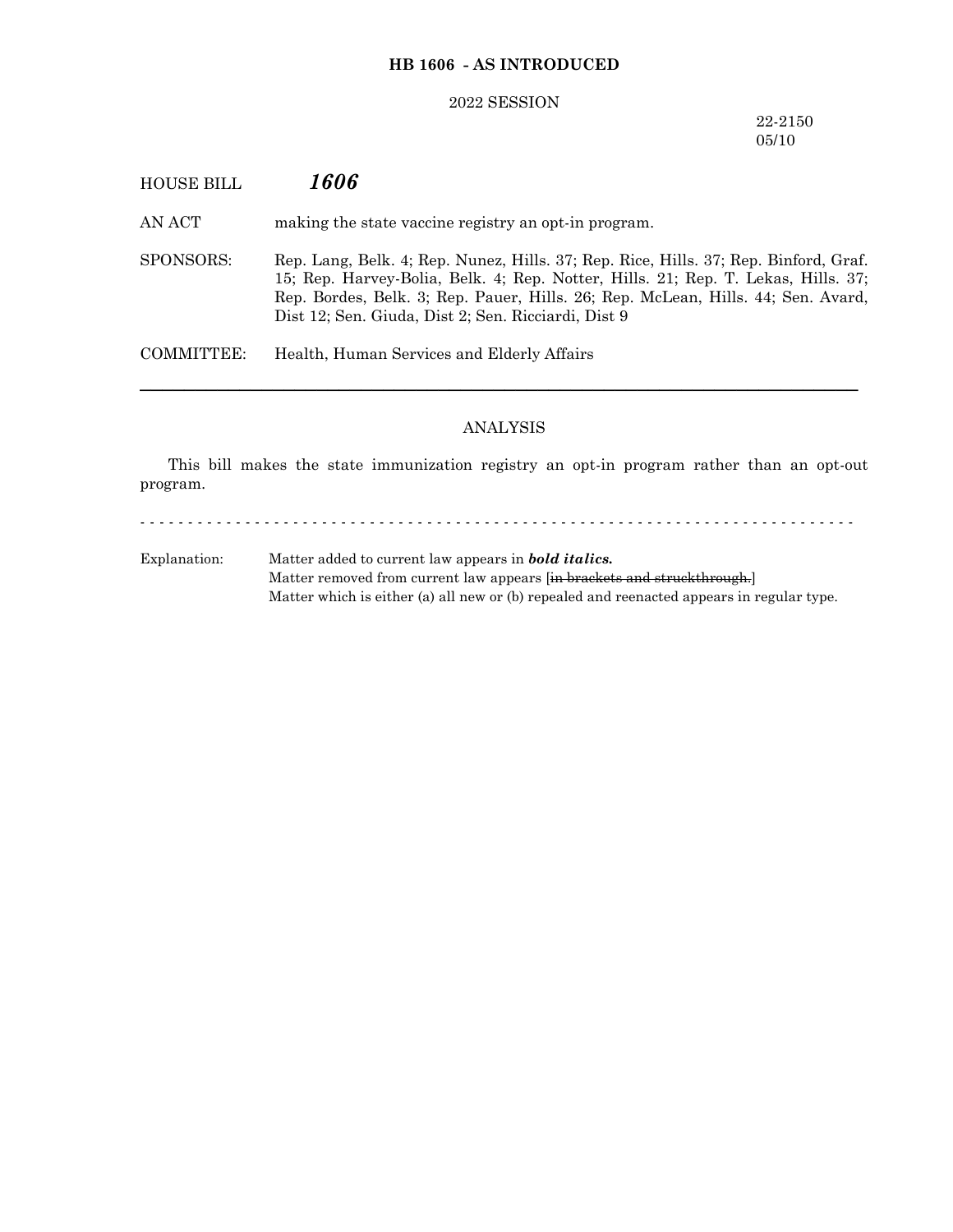**HB 1606 - AS INTRODUCED**

2022 SESSION

22-2150
05/10

HOUSE BILL ***1606***

AN ACT making the state vaccine registry an opt-in program.

SPONSORS: Rep. Lang, Belk. 4; Rep. Nunez, Hills. 37; Rep. Rice, Hills. 37; Rep. Binford, Graf. 15; Rep. Harvey-Bolia, Belk. 4; Rep. Notter, Hills. 21; Rep. T. Lekas, Hills. 37; Rep. Bordes, Belk. 3; Rep. Pauer, Hills. 26; Rep. McLean, Hills. 44; Sen. Avard, Dist 12; Sen. Giuda, Dist 2; Sen. Ricciardi, Dist 9

COMMITTEE: Health, Human Services and Elderly Affairs

---

ANALYSIS

This bill makes the state immunization registry an opt-in program rather than an opt-out program.

- - - - - - - - - - - - - - - - - - - - - - - - - - - - - - - - - - - - - - - - - - - - - - - - - - - - - - - - - - - - - - - - - - - - - - - - - - -

Explanation: Matter added to current law appears in ***bold italics.***
Matter removed from current law appears [~~in brackets and struckthrough.~~]
Matter which is either (a) all new or (b) repealed and reenacted appears in regular type.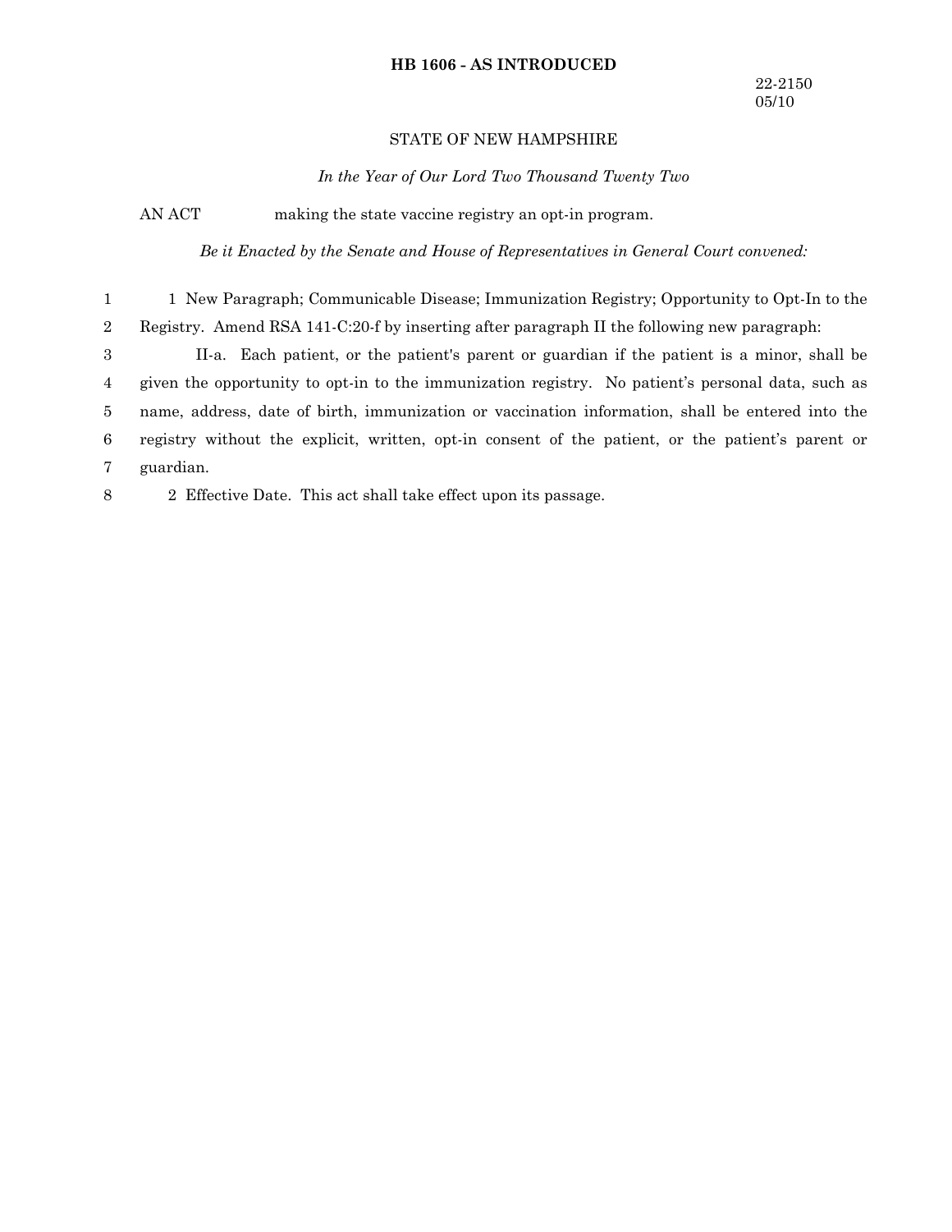**HB 1606 - AS INTRODUCED**

22-2150
05/10

STATE OF NEW HAMPSHIRE

*In the Year of Our Lord Two Thousand Twenty Two*

AN ACT making the state vaccine registry an opt-in program.

*Be it Enacted by the Senate and House of Representatives in General Court convened:*

1 New Paragraph; Communicable Disease; Immunization Registry; Opportunity to Opt-In to the Registry. Amend RSA 141-C:20-f by inserting after paragraph II the following new paragraph:

II-a. Each patient, or the patient's parent or guardian if the patient is a minor, shall be given the opportunity to opt-in to the immunization registry. No patient's personal data, such as name, address, date of birth, immunization or vaccination information, shall be entered into the registry without the explicit, written, opt-in consent of the patient, or the patient's parent or guardian.

2 Effective Date. This act shall take effect upon its passage.